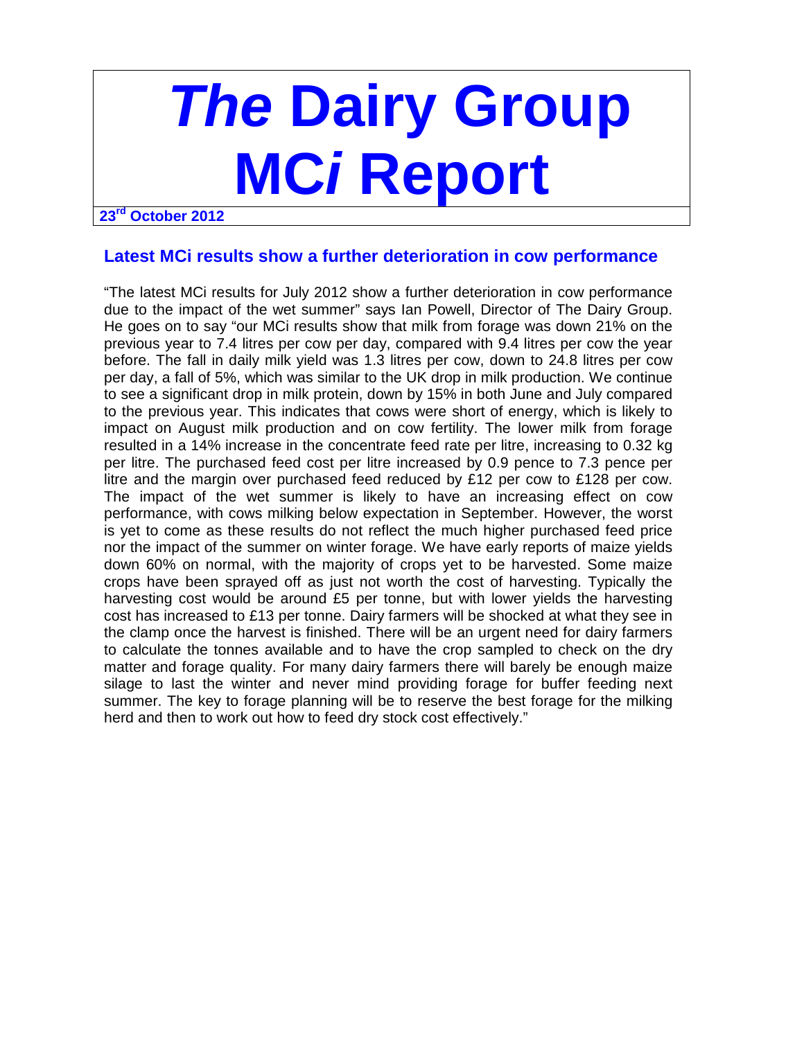# *The* Dairy Group MC*i* Report

**23rd October 2012**

## Latest MCi results show a further deterioration in cow performance

"The latest MCi results for July 2012 show a further deterioration in cow performance due to the impact of the wet summer" says Ian Powell, Director of The Dairy Group. He goes on to say "our MCi results show that milk from forage was down 21% on the previous year to 7.4 litres per cow per day, compared with 9.4 litres per cow the year before. The fall in daily milk yield was 1.3 litres per cow, down to 24.8 litres per cow per day, a fall of 5%, which was similar to the UK drop in milk production. We continue to see a significant drop in milk protein, down by 15% in both June and July compared to the previous year. This indicates that cows were short of energy, which is likely to impact on August milk production and on cow fertility. The lower milk from forage resulted in a 14% increase in the concentrate feed rate per litre, increasing to 0.32 kg per litre. The purchased feed cost per litre increased by 0.9 pence to 7.3 pence per litre and the margin over purchased feed reduced by £12 per cow to £128 per cow. The impact of the wet summer is likely to have an increasing effect on cow performance, with cows milking below expectation in September. However, the worst is yet to come as these results do not reflect the much higher purchased feed price nor the impact of the summer on winter forage. We have early reports of maize yields down 60% on normal, with the majority of crops yet to be harvested. Some maize crops have been sprayed off as just not worth the cost of harvesting. Typically the harvesting cost would be around £5 per tonne, but with lower yields the harvesting cost has increased to £13 per tonne. Dairy farmers will be shocked at what they see in the clamp once the harvest is finished. There will be an urgent need for dairy farmers to calculate the tonnes available and to have the crop sampled to check on the dry matter and forage quality. For many dairy farmers there will barely be enough maize silage to last the winter and never mind providing forage for buffer feeding next summer. The key to forage planning will be to reserve the best forage for the milking herd and then to work out how to feed dry stock cost effectively."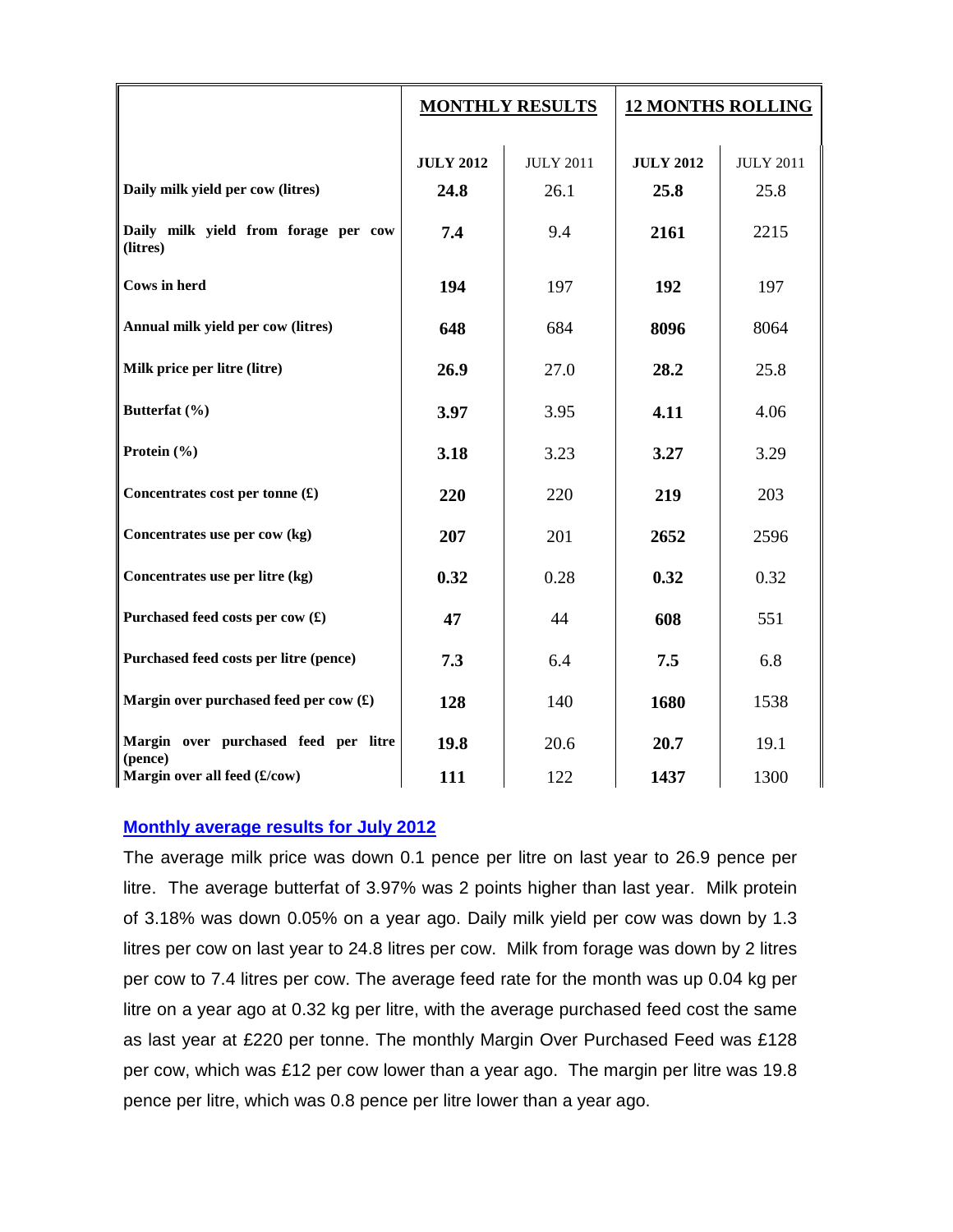| | MONTHLY RESULTS | | 12 MONTHS ROLLING | |
|---|---|---|---|---|
| | **JULY 2012** | JULY 2011 | **JULY 2012** | JULY 2011 |
| **Daily milk yield per cow (litres)** | **24.8** | 26.1 | **25.8** | 25.8 |
| **Daily milk yield from forage per cow (litres)** | **7.4** | 9.4 | **2161** | 2215 |
| **Cows in herd** | **194** | 197 | **192** | 197 |
| **Annual milk yield per cow (litres)** | **648** | 684 | **8096** | 8064 |
| **Milk price per litre (litre)** | **26.9** | 27.0 | **28.2** | 25.8 |
| **Butterfat (%)** | **3.97** | 3.95 | **4.11** | 4.06 |
| **Protein (%)** | **3.18** | 3.23 | **3.27** | 3.29 |
| **Concentrates cost per tonne (£)** | **220** | 220 | **219** | 203 |
| **Concentrates use per cow (kg)** | **207** | 201 | **2652** | 2596 |
| **Concentrates use per litre (kg)** | **0.32** | 0.28 | **0.32** | 0.32 |
| **Purchased feed costs per cow (£)** | **47** | 44 | **608** | 551 |
| **Purchased feed costs per litre (pence)** | **7.3** | 6.4 | **7.5** | 6.8 |
| **Margin over purchased feed per cow (£)** | **128** | 140 | **1680** | 1538 |
| **Margin over purchased feed per litre (pence)** | **19.8** | 20.6 | **20.7** | 19.1 |
| **Margin over all feed (£/cow)** | **111** | 122 | **1437** | 1300 |

## Monthly average results for July 2012

The average milk price was down 0.1 pence per litre on last year to 26.9 pence per litre. The average butterfat of 3.97% was 2 points higher than last year. Milk protein of 3.18% was down 0.05% on a year ago. Daily milk yield per cow was down by 1.3 litres per cow on last year to 24.8 litres per cow. Milk from forage was down by 2 litres per cow to 7.4 litres per cow. The average feed rate for the month was up 0.04 kg per litre on a year ago at 0.32 kg per litre, with the average purchased feed cost the same as last year at £220 per tonne. The monthly Margin Over Purchased Feed was £128 per cow, which was £12 per cow lower than a year ago. The margin per litre was 19.8 pence per litre, which was 0.8 pence per litre lower than a year ago.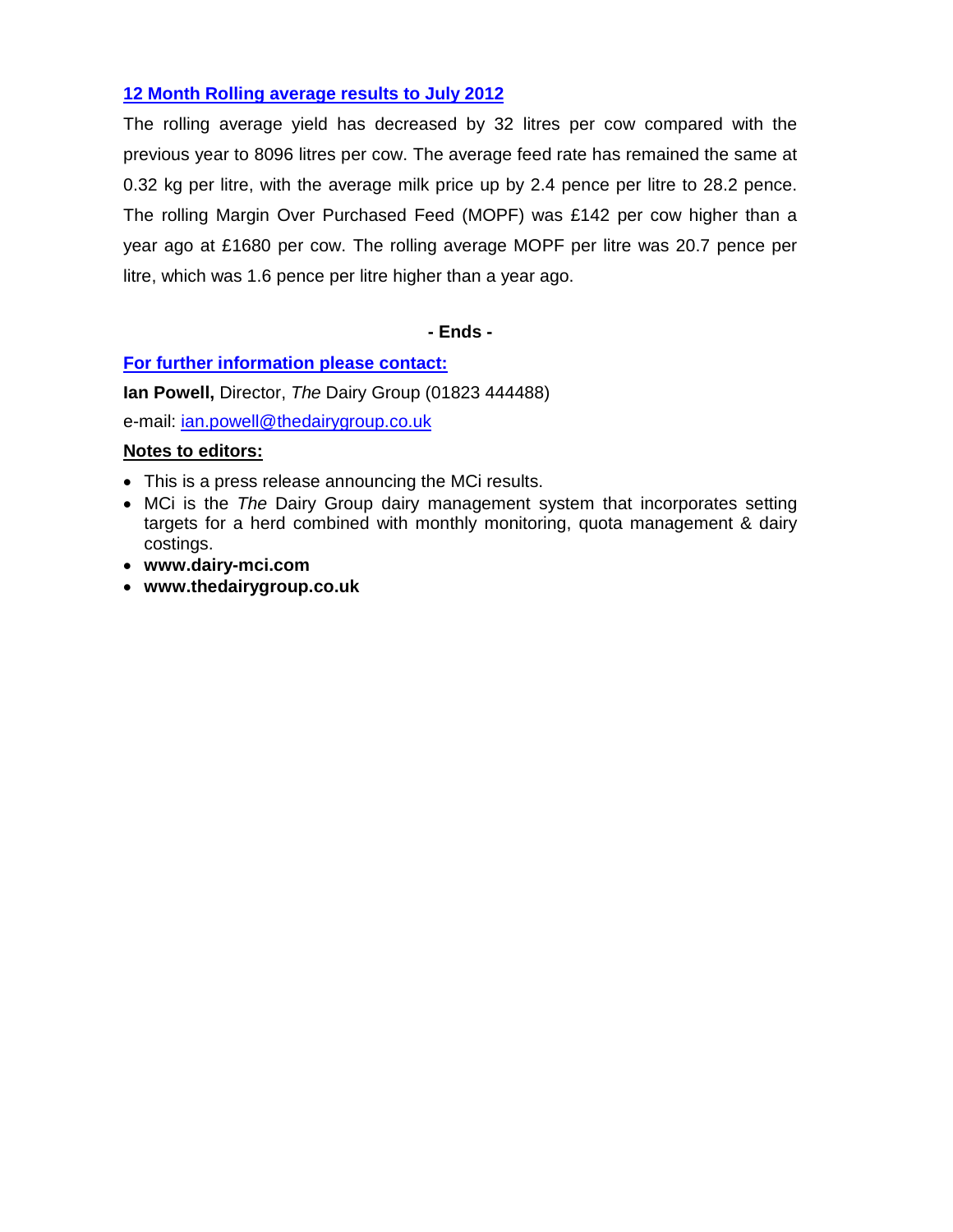## 12 Month Rolling average results to July 2012

The rolling average yield has decreased by 32 litres per cow compared with the previous year to 8096 litres per cow. The average feed rate has remained the same at 0.32 kg per litre, with the average milk price up by 2.4 pence per litre to 28.2 pence. The rolling Margin Over Purchased Feed (MOPF) was £142 per cow higher than a year ago at £1680 per cow. The rolling average MOPF per litre was 20.7 pence per litre, which was 1.6 pence per litre higher than a year ago.

**- Ends -**

**For further information please contact:**

**Ian Powell,** Director, *The* Dairy Group (01823 444488)

e-mail: ian.powell@thedairygroup.co.uk

**Notes to editors:**

- This is a press release announcing the MCi results.
- MCi is the *The* Dairy Group dairy management system that incorporates setting targets for a herd combined with monthly monitoring, quota management & dairy costings.
- **www.dairy-mci.com**
- **www.thedairygroup.co.uk**